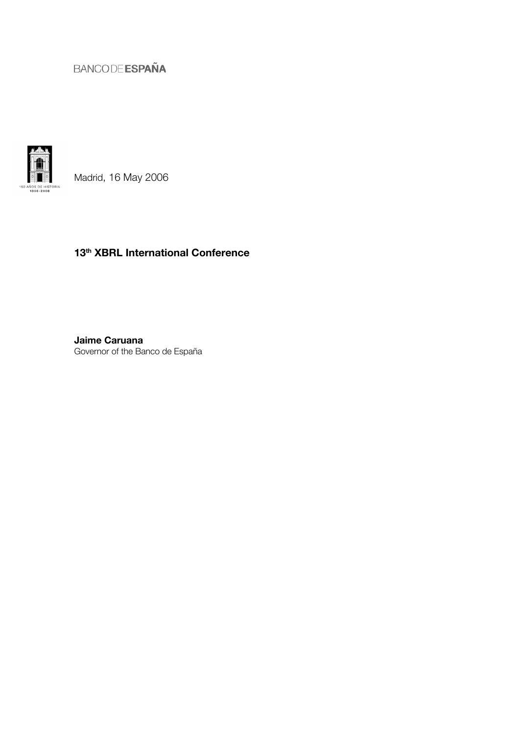BANCO DE ESPAÑA

Madrid, 16 May 2006

# 13th XBRL International Conference

**Jaime Caruana**
Governor of the Banco de España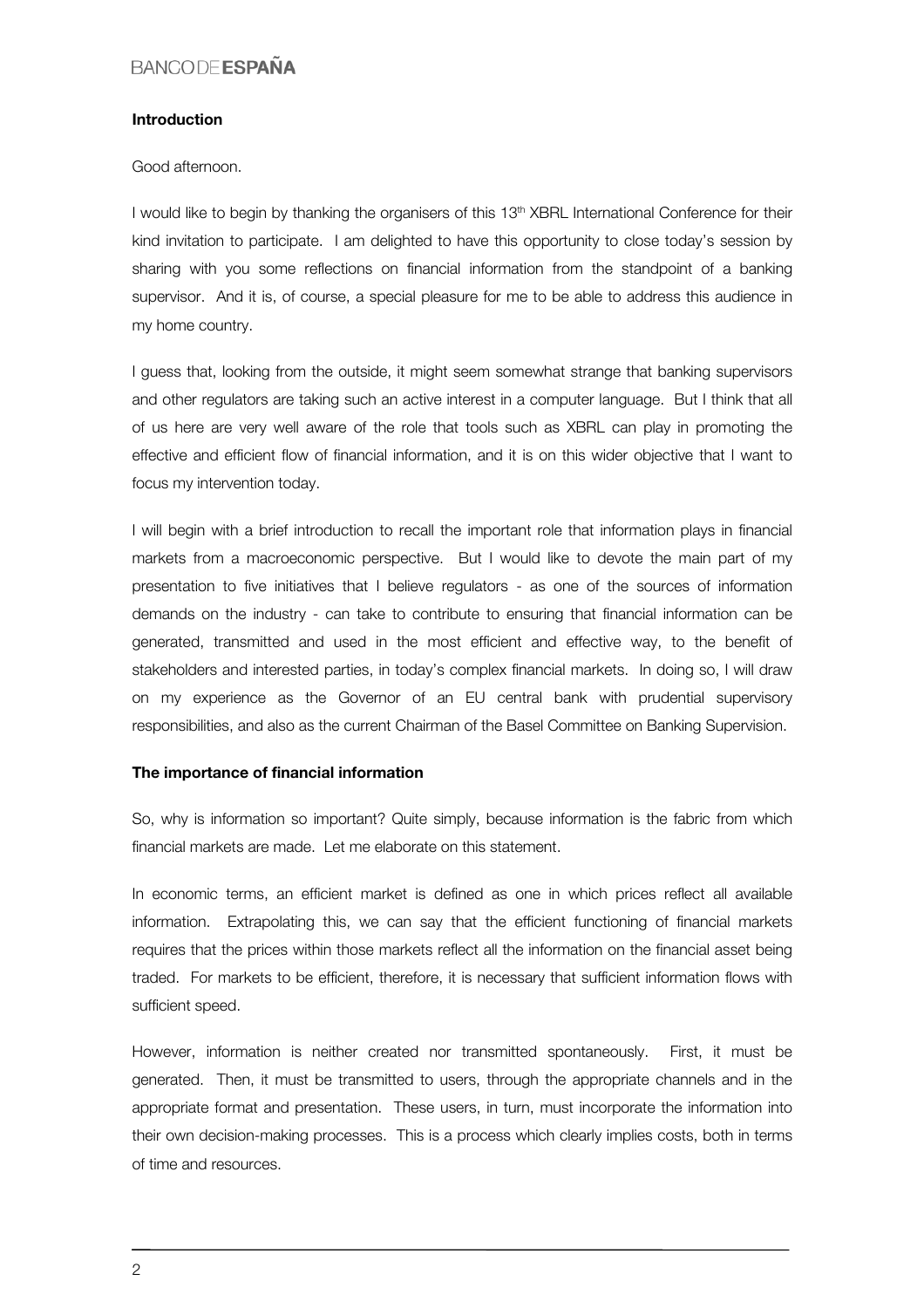## Introduction

Good afternoon.

I would like to begin by thanking the organisers of this 13th XBRL International Conference for their kind invitation to participate. I am delighted to have this opportunity to close today's session by sharing with you some reflections on financial information from the standpoint of a banking supervisor. And it is, of course, a special pleasure for me to be able to address this audience in my home country.

I guess that, looking from the outside, it might seem somewhat strange that banking supervisors and other regulators are taking such an active interest in a computer language. But I think that all of us here are very well aware of the role that tools such as XBRL can play in promoting the effective and efficient flow of financial information, and it is on this wider objective that I want to focus my intervention today.

I will begin with a brief introduction to recall the important role that information plays in financial markets from a macroeconomic perspective. But I would like to devote the main part of my presentation to five initiatives that I believe regulators - as one of the sources of information demands on the industry - can take to contribute to ensuring that financial information can be generated, transmitted and used in the most efficient and effective way, to the benefit of stakeholders and interested parties, in today's complex financial markets. In doing so, I will draw on my experience as the Governor of an EU central bank with prudential supervisory responsibilities, and also as the current Chairman of the Basel Committee on Banking Supervision.

## The importance of financial information

So, why is information so important? Quite simply, because information is the fabric from which financial markets are made. Let me elaborate on this statement.

In economic terms, an efficient market is defined as one in which prices reflect all available information. Extrapolating this, we can say that the efficient functioning of financial markets requires that the prices within those markets reflect all the information on the financial asset being traded. For markets to be efficient, therefore, it is necessary that sufficient information flows with sufficient speed.

However, information is neither created nor transmitted spontaneously. First, it must be generated. Then, it must be transmitted to users, through the appropriate channels and in the appropriate format and presentation. These users, in turn, must incorporate the information into their own decision-making processes. This is a process which clearly implies costs, both in terms of time and resources.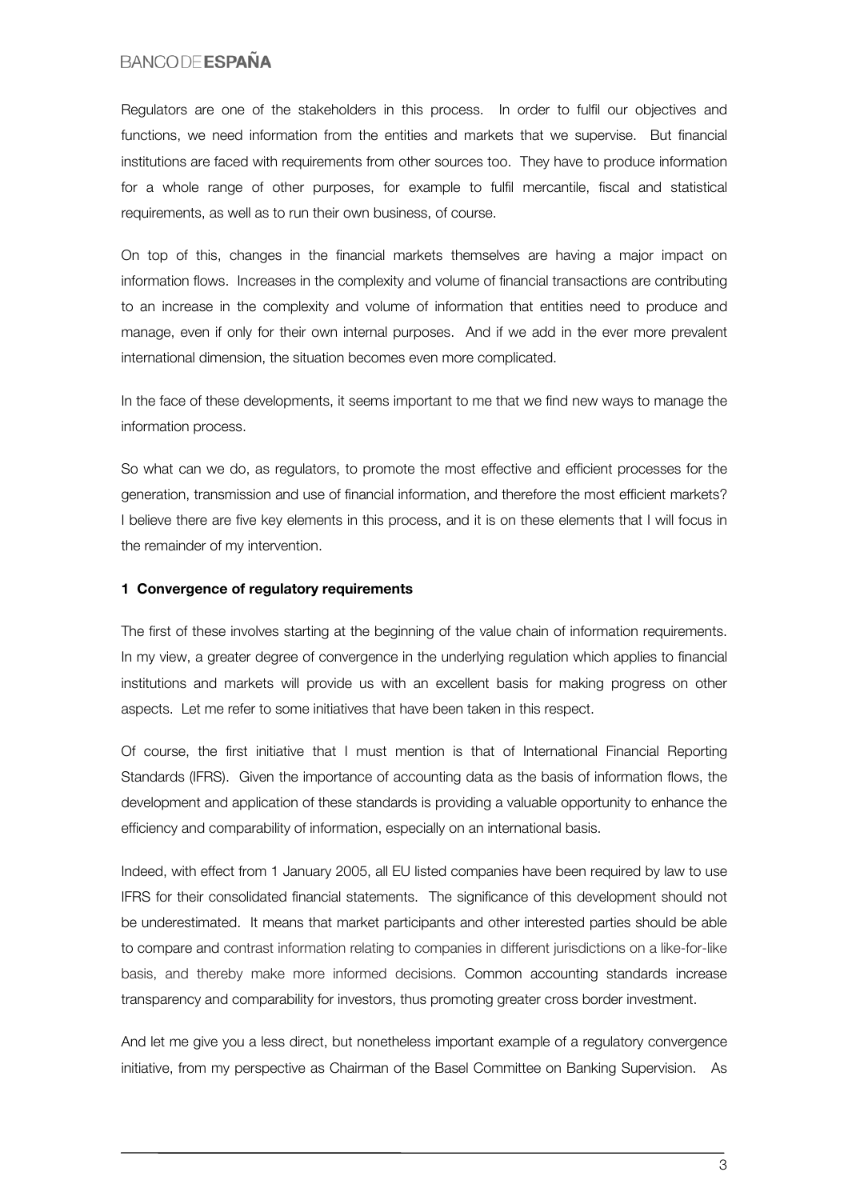Regulators are one of the stakeholders in this process. In order to fulfil our objectives and functions, we need information from the entities and markets that we supervise. But financial institutions are faced with requirements from other sources too. They have to produce information for a whole range of other purposes, for example to fulfil mercantile, fiscal and statistical requirements, as well as to run their own business, of course.

On top of this, changes in the financial markets themselves are having a major impact on information flows. Increases in the complexity and volume of financial transactions are contributing to an increase in the complexity and volume of information that entities need to produce and manage, even if only for their own internal purposes. And if we add in the ever more prevalent international dimension, the situation becomes even more complicated.

In the face of these developments, it seems important to me that we find new ways to manage the information process.

So what can we do, as regulators, to promote the most effective and efficient processes for the generation, transmission and use of financial information, and therefore the most efficient markets? I believe there are five key elements in this process, and it is on these elements that I will focus in the remainder of my intervention.

### 1 Convergence of regulatory requirements

The first of these involves starting at the beginning of the value chain of information requirements. In my view, a greater degree of convergence in the underlying regulation which applies to financial institutions and markets will provide us with an excellent basis for making progress on other aspects. Let me refer to some initiatives that have been taken in this respect.

Of course, the first initiative that I must mention is that of International Financial Reporting Standards (IFRS). Given the importance of accounting data as the basis of information flows, the development and application of these standards is providing a valuable opportunity to enhance the efficiency and comparability of information, especially on an international basis.

Indeed, with effect from 1 January 2005, all EU listed companies have been required by law to use IFRS for their consolidated financial statements. The significance of this development should not be underestimated. It means that market participants and other interested parties should be able to compare and contrast information relating to companies in different jurisdictions on a like-for-like basis, and thereby make more informed decisions. Common accounting standards increase transparency and comparability for investors, thus promoting greater cross border investment.

And let me give you a less direct, but nonetheless important example of a regulatory convergence initiative, from my perspective as Chairman of the Basel Committee on Banking Supervision. As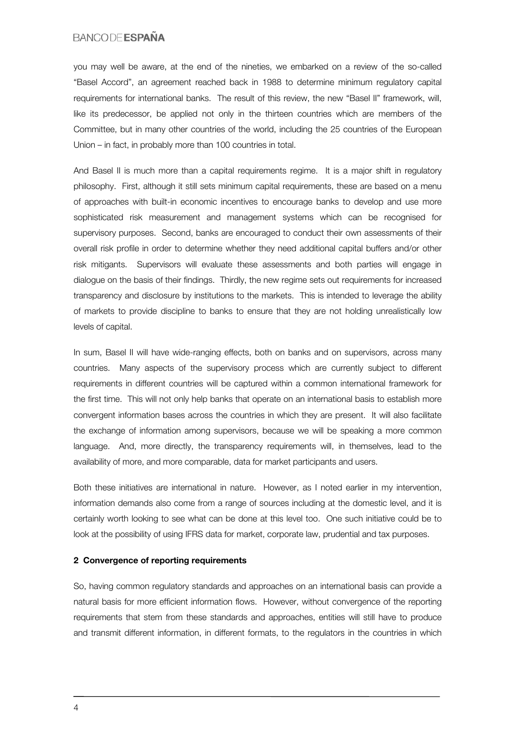you may well be aware, at the end of the nineties, we embarked on a review of the so-called "Basel Accord", an agreement reached back in 1988 to determine minimum regulatory capital requirements for international banks. The result of this review, the new "Basel II" framework, will, like its predecessor, be applied not only in the thirteen countries which are members of the Committee, but in many other countries of the world, including the 25 countries of the European Union – in fact, in probably more than 100 countries in total.

And Basel II is much more than a capital requirements regime. It is a major shift in regulatory philosophy. First, although it still sets minimum capital requirements, these are based on a menu of approaches with built-in economic incentives to encourage banks to develop and use more sophisticated risk measurement and management systems which can be recognised for supervisory purposes. Second, banks are encouraged to conduct their own assessments of their overall risk profile in order to determine whether they need additional capital buffers and/or other risk mitigants. Supervisors will evaluate these assessments and both parties will engage in dialogue on the basis of their findings. Thirdly, the new regime sets out requirements for increased transparency and disclosure by institutions to the markets. This is intended to leverage the ability of markets to provide discipline to banks to ensure that they are not holding unrealistically low levels of capital.

In sum, Basel II will have wide-ranging effects, both on banks and on supervisors, across many countries. Many aspects of the supervisory process which are currently subject to different requirements in different countries will be captured within a common international framework for the first time. This will not only help banks that operate on an international basis to establish more convergent information bases across the countries in which they are present. It will also facilitate the exchange of information among supervisors, because we will be speaking a more common language. And, more directly, the transparency requirements will, in themselves, lead to the availability of more, and more comparable, data for market participants and users.

Both these initiatives are international in nature. However, as I noted earlier in my intervention, information demands also come from a range of sources including at the domestic level, and it is certainly worth looking to see what can be done at this level too. One such initiative could be to look at the possibility of using IFRS data for market, corporate law, prudential and tax purposes.

## 2 Convergence of reporting requirements

So, having common regulatory standards and approaches on an international basis can provide a natural basis for more efficient information flows. However, without convergence of the reporting requirements that stem from these standards and approaches, entities will still have to produce and transmit different information, in different formats, to the regulators in the countries in which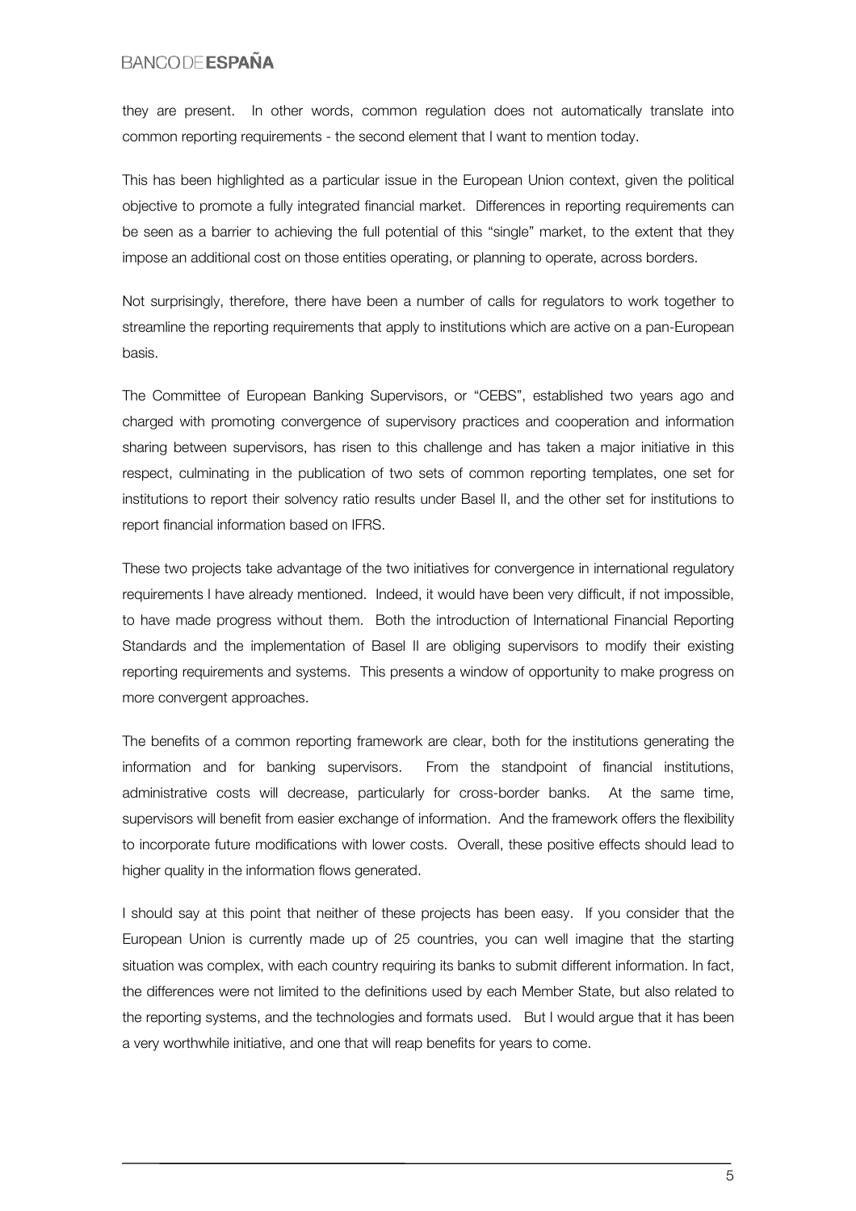they are present. In other words, common regulation does not automatically translate into common reporting requirements - the second element that I want to mention today.

This has been highlighted as a particular issue in the European Union context, given the political objective to promote a fully integrated financial market. Differences in reporting requirements can be seen as a barrier to achieving the full potential of this "single" market, to the extent that they impose an additional cost on those entities operating, or planning to operate, across borders.

Not surprisingly, therefore, there have been a number of calls for regulators to work together to streamline the reporting requirements that apply to institutions which are active on a pan-European basis.

The Committee of European Banking Supervisors, or "CEBS", established two years ago and charged with promoting convergence of supervisory practices and cooperation and information sharing between supervisors, has risen to this challenge and has taken a major initiative in this respect, culminating in the publication of two sets of common reporting templates, one set for institutions to report their solvency ratio results under Basel II, and the other set for institutions to report financial information based on IFRS.

These two projects take advantage of the two initiatives for convergence in international regulatory requirements I have already mentioned. Indeed, it would have been very difficult, if not impossible, to have made progress without them. Both the introduction of International Financial Reporting Standards and the implementation of Basel II are obliging supervisors to modify their existing reporting requirements and systems. This presents a window of opportunity to make progress on more convergent approaches.

The benefits of a common reporting framework are clear, both for the institutions generating the information and for banking supervisors. From the standpoint of financial institutions, administrative costs will decrease, particularly for cross-border banks. At the same time, supervisors will benefit from easier exchange of information. And the framework offers the flexibility to incorporate future modifications with lower costs. Overall, these positive effects should lead to higher quality in the information flows generated.

I should say at this point that neither of these projects has been easy. If you consider that the European Union is currently made up of 25 countries, you can well imagine that the starting situation was complex, with each country requiring its banks to submit different information. In fact, the differences were not limited to the definitions used by each Member State, but also related to the reporting systems, and the technologies and formats used. But I would argue that it has been a very worthwhile initiative, and one that will reap benefits for years to come.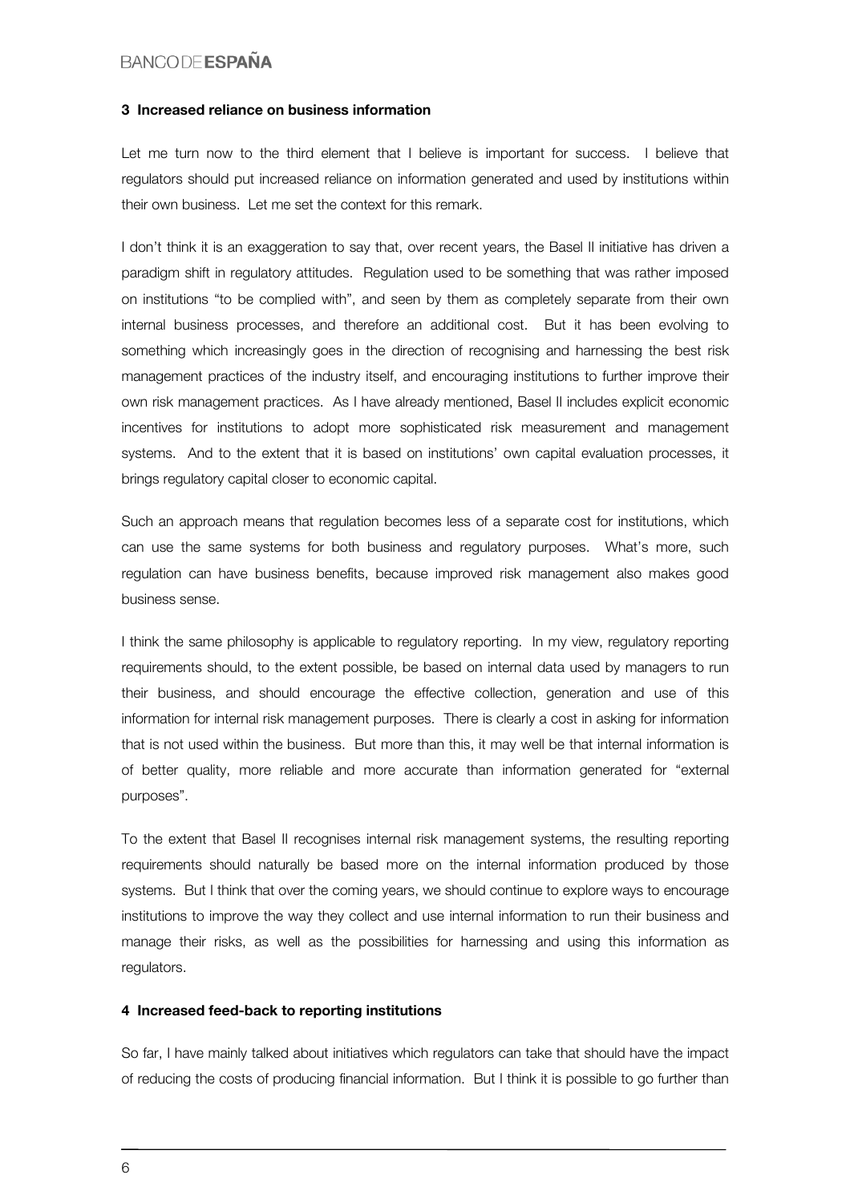### 3 Increased reliance on business information

Let me turn now to the third element that I believe is important for success. I believe that regulators should put increased reliance on information generated and used by institutions within their own business. Let me set the context for this remark.

I don't think it is an exaggeration to say that, over recent years, the Basel II initiative has driven a paradigm shift in regulatory attitudes. Regulation used to be something that was rather imposed on institutions "to be complied with", and seen by them as completely separate from their own internal business processes, and therefore an additional cost. But it has been evolving to something which increasingly goes in the direction of recognising and harnessing the best risk management practices of the industry itself, and encouraging institutions to further improve their own risk management practices. As I have already mentioned, Basel II includes explicit economic incentives for institutions to adopt more sophisticated risk measurement and management systems. And to the extent that it is based on institutions' own capital evaluation processes, it brings regulatory capital closer to economic capital.

Such an approach means that regulation becomes less of a separate cost for institutions, which can use the same systems for both business and regulatory purposes. What's more, such regulation can have business benefits, because improved risk management also makes good business sense.

I think the same philosophy is applicable to regulatory reporting. In my view, regulatory reporting requirements should, to the extent possible, be based on internal data used by managers to run their business, and should encourage the effective collection, generation and use of this information for internal risk management purposes. There is clearly a cost in asking for information that is not used within the business. But more than this, it may well be that internal information is of better quality, more reliable and more accurate than information generated for "external purposes".

To the extent that Basel II recognises internal risk management systems, the resulting reporting requirements should naturally be based more on the internal information produced by those systems. But I think that over the coming years, we should continue to explore ways to encourage institutions to improve the way they collect and use internal information to run their business and manage their risks, as well as the possibilities for harnessing and using this information as regulators.

### 4 Increased feed-back to reporting institutions

So far, I have mainly talked about initiatives which regulators can take that should have the impact of reducing the costs of producing financial information. But I think it is possible to go further than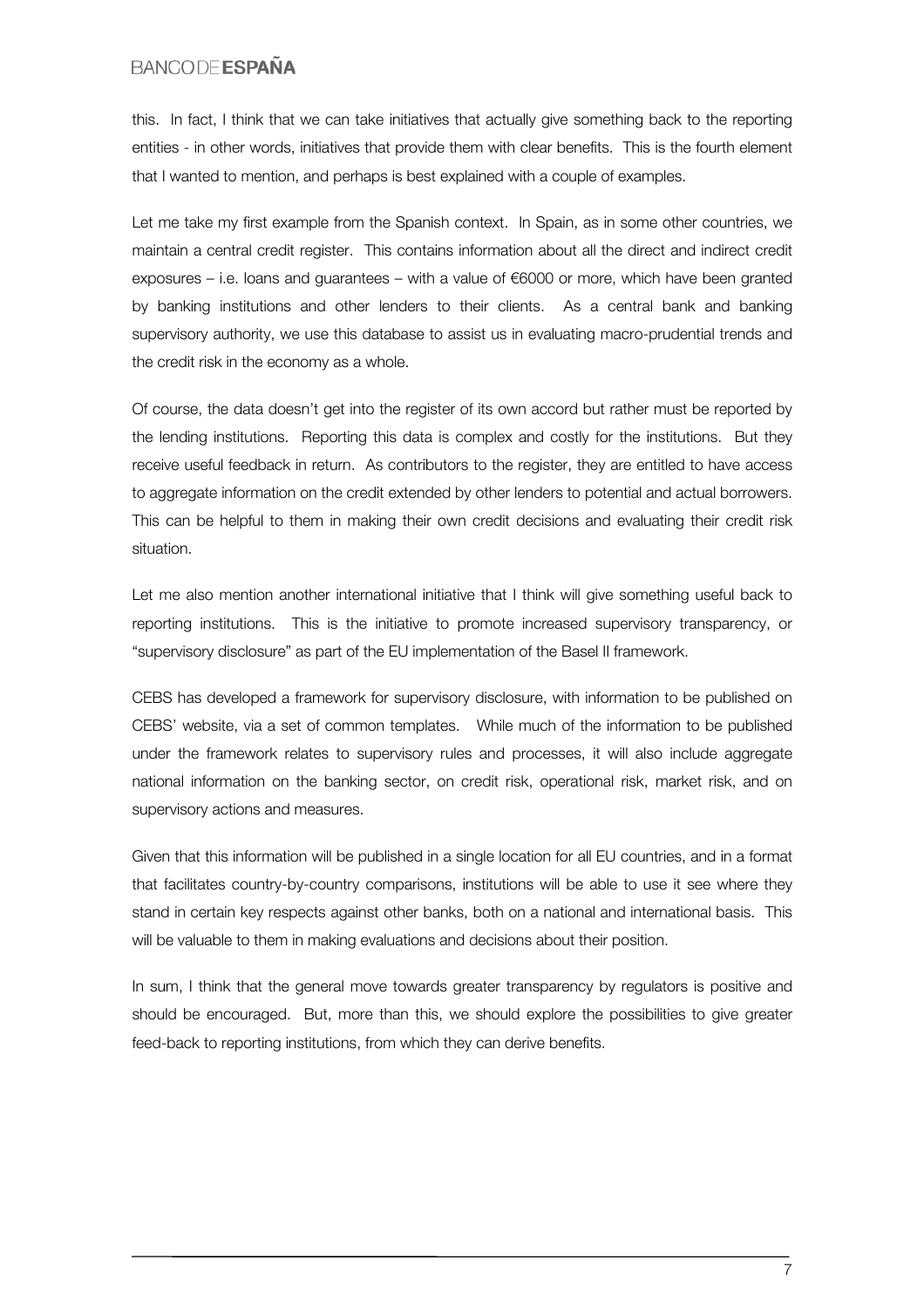this. In fact, I think that we can take initiatives that actually give something back to the reporting entities - in other words, initiatives that provide them with clear benefits. This is the fourth element that I wanted to mention, and perhaps is best explained with a couple of examples.

Let me take my first example from the Spanish context. In Spain, as in some other countries, we maintain a central credit register. This contains information about all the direct and indirect credit exposures – i.e. loans and guarantees – with a value of €6000 or more, which have been granted by banking institutions and other lenders to their clients. As a central bank and banking supervisory authority, we use this database to assist us in evaluating macro-prudential trends and the credit risk in the economy as a whole.

Of course, the data doesn't get into the register of its own accord but rather must be reported by the lending institutions. Reporting this data is complex and costly for the institutions. But they receive useful feedback in return. As contributors to the register, they are entitled to have access to aggregate information on the credit extended by other lenders to potential and actual borrowers. This can be helpful to them in making their own credit decisions and evaluating their credit risk situation.

Let me also mention another international initiative that I think will give something useful back to reporting institutions. This is the initiative to promote increased supervisory transparency, or "supervisory disclosure" as part of the EU implementation of the Basel II framework.

CEBS has developed a framework for supervisory disclosure, with information to be published on CEBS' website, via a set of common templates. While much of the information to be published under the framework relates to supervisory rules and processes, it will also include aggregate national information on the banking sector, on credit risk, operational risk, market risk, and on supervisory actions and measures.

Given that this information will be published in a single location for all EU countries, and in a format that facilitates country-by-country comparisons, institutions will be able to use it see where they stand in certain key respects against other banks, both on a national and international basis. This will be valuable to them in making evaluations and decisions about their position.

In sum, I think that the general move towards greater transparency by regulators is positive and should be encouraged. But, more than this, we should explore the possibilities to give greater feed-back to reporting institutions, from which they can derive benefits.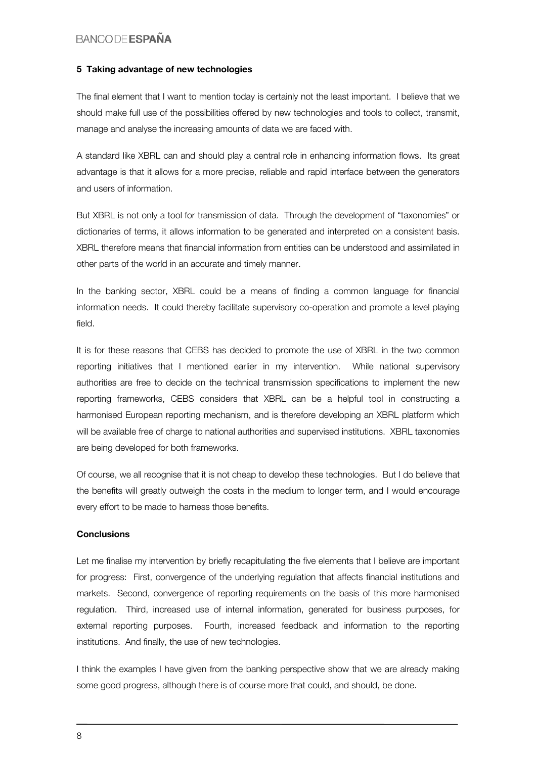### 5 Taking advantage of new technologies

The final element that I want to mention today is certainly not the least important. I believe that we should make full use of the possibilities offered by new technologies and tools to collect, transmit, manage and analyse the increasing amounts of data we are faced with.

A standard like XBRL can and should play a central role in enhancing information flows. Its great advantage is that it allows for a more precise, reliable and rapid interface between the generators and users of information.

But XBRL is not only a tool for transmission of data. Through the development of "taxonomies" or dictionaries of terms, it allows information to be generated and interpreted on a consistent basis. XBRL therefore means that financial information from entities can be understood and assimilated in other parts of the world in an accurate and timely manner.

In the banking sector, XBRL could be a means of finding a common language for financial information needs. It could thereby facilitate supervisory co-operation and promote a level playing field.

It is for these reasons that CEBS has decided to promote the use of XBRL in the two common reporting initiatives that I mentioned earlier in my intervention. While national supervisory authorities are free to decide on the technical transmission specifications to implement the new reporting frameworks, CEBS considers that XBRL can be a helpful tool in constructing a harmonised European reporting mechanism, and is therefore developing an XBRL platform which will be available free of charge to national authorities and supervised institutions. XBRL taxonomies are being developed for both frameworks.

Of course, we all recognise that it is not cheap to develop these technologies. But I do believe that the benefits will greatly outweigh the costs in the medium to longer term, and I would encourage every effort to be made to harness those benefits.

### Conclusions

Let me finalise my intervention by briefly recapitulating the five elements that I believe are important for progress: First, convergence of the underlying regulation that affects financial institutions and markets. Second, convergence of reporting requirements on the basis of this more harmonised regulation. Third, increased use of internal information, generated for business purposes, for external reporting purposes. Fourth, increased feedback and information to the reporting institutions. And finally, the use of new technologies.

I think the examples I have given from the banking perspective show that we are already making some good progress, although there is of course more that could, and should, be done.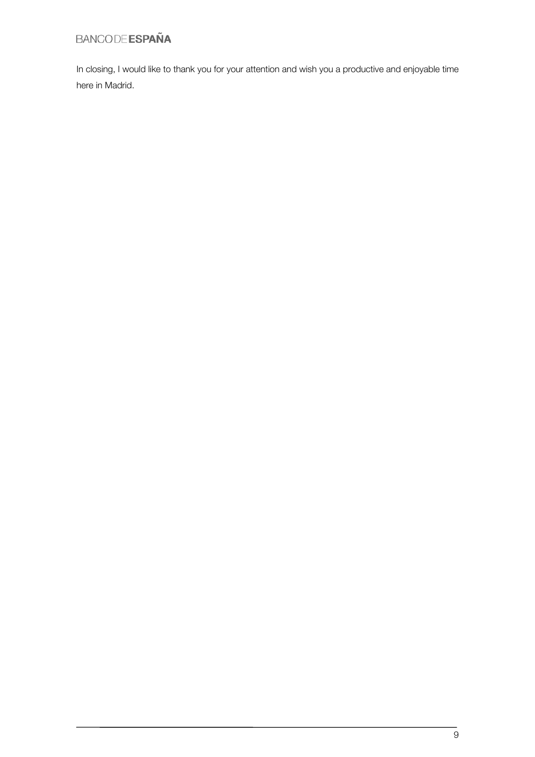In closing, I would like to thank you for your attention and wish you a productive and enjoyable time here in Madrid.